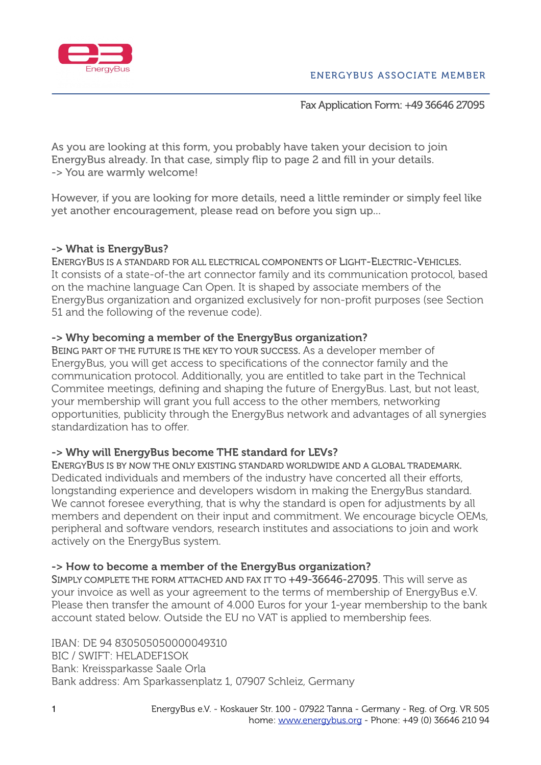ENERGYBUS ASSOCIATE MEMBER

Fax Application Form: +49 36646 27095

As you are looking at this form, you probably have taken your decision to join EnergyBus already. In that case, simply flip to page 2 and fill in your details.
-> You are warmly welcome!

However, if you are looking for more details, need a little reminder or simply feel like yet another encouragement, please read on before you sign up...

**-> What is EnergyBus?**

ENERGYBUS IS A STANDARD FOR ALL ELECTRICAL COMPONENTS OF LIGHT-ELECTRIC-VEHICLES. It consists of a state-of-the art connector family and its communication protocol, based on the machine language Can Open. It is shaped by associate members of the EnergyBus organization and organized exclusively for non-profit purposes (see Section 51 and the following of the revenue code).

**-> Why becoming a member of the EnergyBus organization?**

BEING PART OF THE FUTURE IS THE KEY TO YOUR SUCCESS. As a developer member of EnergyBus, you will get access to specifications of the connector family and the communication protocol. Additionally, you are entitled to take part in the Technical Commitee meetings, defining and shaping the future of EnergyBus. Last, but not least, your membership will grant you full access to the other members, networking opportunities, publicity through the EnergyBus network and advantages of all synergies standardization has to offer.

**-> Why will EnergyBus become THE standard for LEVs?**

ENERGYBUS IS BY NOW THE ONLY EXISTING STANDARD WORLDWIDE AND A GLOBAL TRADEMARK. Dedicated individuals and members of the industry have concerted all their efforts, longstanding experience and developers wisdom in making the EnergyBus standard. We cannot foresee everything, that is why the standard is open for adjustments by all members and dependent on their input and commitment. We encourage bicycle OEMs, peripheral and software vendors, research institutes and associations to join and work actively on the EnergyBus system.

**-> How to become a member of the EnergyBus organization?**

SIMPLY COMPLETE THE FORM ATTACHED AND FAX IT TO +49-36646-27095. This will serve as your invoice as well as your agreement to the terms of membership of EnergyBus e.V. Please then transfer the amount of 4.000 Euros for your 1-year membership to the bank account stated below. Outside the EU no VAT is applied to membership fees.

IBAN: DE 94 830505050000049310
BIC / SWIFT: HELADEF1SOK
Bank: Kreissparkasse Saale Orla
Bank address: Am Sparkassenplatz 1, 07907 Schleiz, Germany

EnergyBus e.V. - Koskauer Str. 100 - 07922 Tanna - Germany - Reg. of Org. VR 505
home: www.energybus.org - Phone: +49 (0) 36646 210 94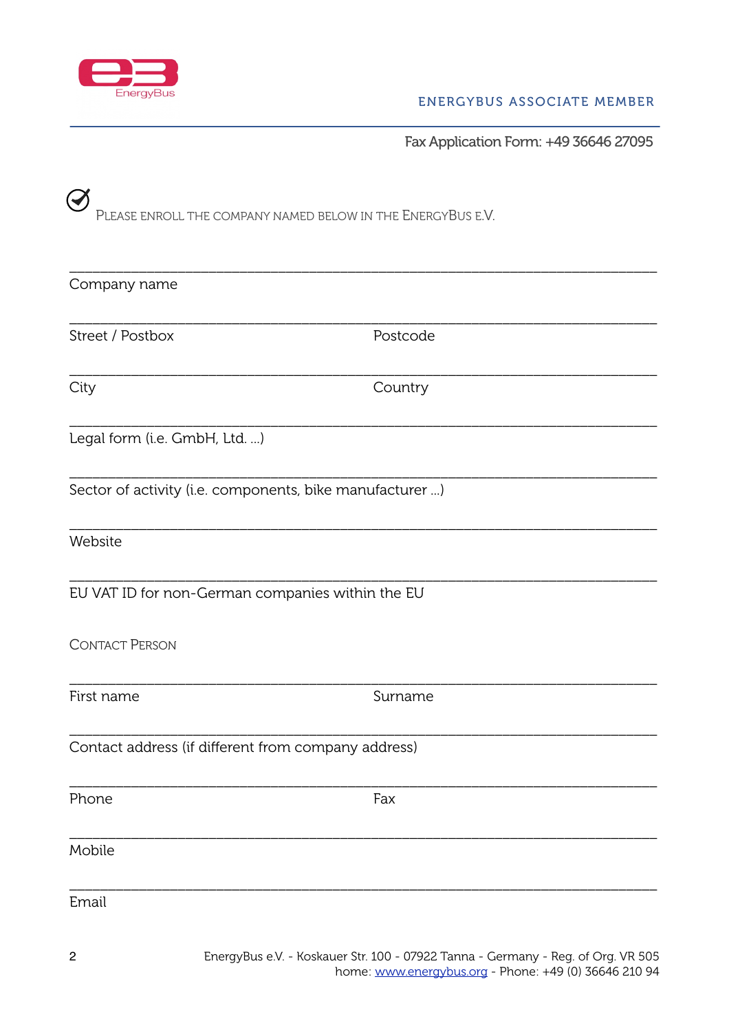# ENERGYBUS ASSOCIATE MEMBER

Fax Application Form: +49 36646 27095

☑ PLEASE ENROLL THE COMPANY NAMED BELOW IN THE ENERGYBUS E.V.

\_\_\_\_\_\_\_\_\_\_\_\_\_\_\_\_\_\_\_\_\_\_\_\_\_\_\_\_\_\_\_\_\_\_\_\_\_\_\_\_\_\_\_\_\_\_\_\_\_\_\_\_\_\_\_\_\_\_\_\_\_\_\_\_\_\_\_\_\_\_

Company name

\_\_\_\_\_\_\_\_\_\_\_\_\_\_\_\_\_\_\_\_\_\_\_\_\_\_\_\_\_\_\_\_\_\_\_\_\_\_\_\_\_\_\_\_\_\_\_\_\_\_\_\_\_\_\_\_\_\_\_\_\_\_\_\_\_\_\_\_\_\_

Street / Postbox | Postcode

\_\_\_\_\_\_\_\_\_\_\_\_\_\_\_\_\_\_\_\_\_\_\_\_\_\_\_\_\_\_\_\_\_\_\_\_\_\_\_\_\_\_\_\_\_\_\_\_\_\_\_\_\_\_\_\_\_\_\_\_\_\_\_\_\_\_\_\_\_\_

City | Country

\_\_\_\_\_\_\_\_\_\_\_\_\_\_\_\_\_\_\_\_\_\_\_\_\_\_\_\_\_\_\_\_\_\_\_\_\_\_\_\_\_\_\_\_\_\_\_\_\_\_\_\_\_\_\_\_\_\_\_\_\_\_\_\_\_\_\_\_\_\_

Legal form (i.e. GmbH, Ltd. ...)

\_\_\_\_\_\_\_\_\_\_\_\_\_\_\_\_\_\_\_\_\_\_\_\_\_\_\_\_\_\_\_\_\_\_\_\_\_\_\_\_\_\_\_\_\_\_\_\_\_\_\_\_\_\_\_\_\_\_\_\_\_\_\_\_\_\_\_\_\_\_

Sector of activity (i.e. components, bike manufacturer ...)

\_\_\_\_\_\_\_\_\_\_\_\_\_\_\_\_\_\_\_\_\_\_\_\_\_\_\_\_\_\_\_\_\_\_\_\_\_\_\_\_\_\_\_\_\_\_\_\_\_\_\_\_\_\_\_\_\_\_\_\_\_\_\_\_\_\_\_\_\_\_

Website

\_\_\_\_\_\_\_\_\_\_\_\_\_\_\_\_\_\_\_\_\_\_\_\_\_\_\_\_\_\_\_\_\_\_\_\_\_\_\_\_\_\_\_\_\_\_\_\_\_\_\_\_\_\_\_\_\_\_\_\_\_\_\_\_\_\_\_\_\_\_

EU VAT ID for non-German companies within the EU

## CONTACT PERSON

\_\_\_\_\_\_\_\_\_\_\_\_\_\_\_\_\_\_\_\_\_\_\_\_\_\_\_\_\_\_\_\_\_\_\_\_\_\_\_\_\_\_\_\_\_\_\_\_\_\_\_\_\_\_\_\_\_\_\_\_\_\_\_\_\_\_\_\_\_\_

First name | Surname

\_\_\_\_\_\_\_\_\_\_\_\_\_\_\_\_\_\_\_\_\_\_\_\_\_\_\_\_\_\_\_\_\_\_\_\_\_\_\_\_\_\_\_\_\_\_\_\_\_\_\_\_\_\_\_\_\_\_\_\_\_\_\_\_\_\_\_\_\_\_

Contact address (if different from company address)

\_\_\_\_\_\_\_\_\_\_\_\_\_\_\_\_\_\_\_\_\_\_\_\_\_\_\_\_\_\_\_\_\_\_\_\_\_\_\_\_\_\_\_\_\_\_\_\_\_\_\_\_\_\_\_\_\_\_\_\_\_\_\_\_\_\_\_\_\_\_

Phone | Fax

\_\_\_\_\_\_\_\_\_\_\_\_\_\_\_\_\_\_\_\_\_\_\_\_\_\_\_\_\_\_\_\_\_\_\_\_\_\_\_\_\_\_\_\_\_\_\_\_\_\_\_\_\_\_\_\_\_\_\_\_\_\_\_\_\_\_\_\_\_\_

Mobile

\_\_\_\_\_\_\_\_\_\_\_\_\_\_\_\_\_\_\_\_\_\_\_\_\_\_\_\_\_\_\_\_\_\_\_\_\_\_\_\_\_\_\_\_\_\_\_\_\_\_\_\_\_\_\_\_\_\_\_\_\_\_\_\_\_\_\_\_\_\_

Email

EnergyBus e.V. - Koskauer Str. 100 - 07922 Tanna - Germany - Reg. of Org. VR 505
home: www.energybus.org - Phone: +49 (0) 36646 210 94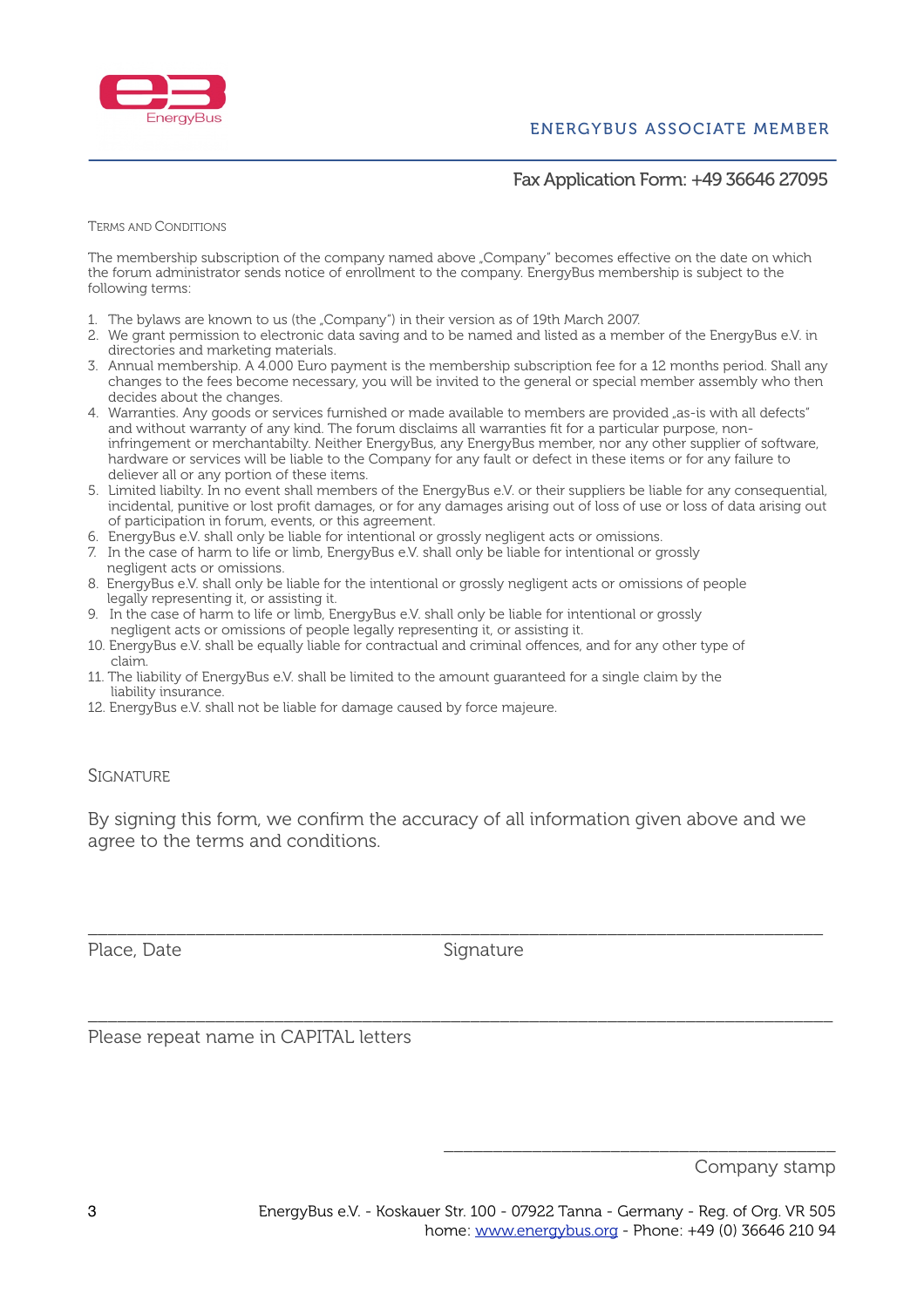ENERGYBUS ASSOCIATE MEMBER

Fax Application Form: +49 36646 27095

## Terms and Conditions

The membership subscription of the company named above „Company" becomes effective on the date on which the forum administrator sends notice of enrollment to the company. EnergyBus membership is subject to the following terms:

1. The bylaws are known to us (the „Company") in their version as of 19th March 2007.
2. We grant permission to electronic data saving and to be named and listed as a member of the EnergyBus e.V. in directories and marketing materials.
3. Annual membership. A 4.000 Euro payment is the membership subscription fee for a 12 months period. Shall any changes to the fees become necessary, you will be invited to the general or special member assembly who then decides about the changes.
4. Warranties. Any goods or services furnished or made available to members are provided „as-is with all defects" and without warranty of any kind. The forum disclaims all warranties fit for a particular purpose, non-infringement or merchantabilty. Neither EnergyBus, any EnergyBus member, nor any other supplier of software, hardware or services will be liable to the Company for any fault or defect in these items or for any failure to deliever all or any portion of these items.
5. Limited liabilty. In no event shall members of the EnergyBus e.V. or their suppliers be liable for any consequential, incidental, punitive or lost profit damages, or for any damages arising out of loss of use or loss of data arising out of participation in forum, events, or this agreement.
6. EnergyBus e.V. shall only be liable for intentional or grossly negligent acts or omissions.
7. In the case of harm to life or limb, EnergyBus e.V. shall only be liable for intentional or grossly negligent acts or omissions.
8. EnergyBus e.V. shall only be liable for the intentional or grossly negligent acts or omissions of people legally representing it, or assisting it.
9. In the case of harm to life or limb, EnergyBus e.V. shall only be liable for intentional or grossly negligent acts or omissions of people legally representing it, or assisting it.
10. EnergyBus e.V. shall be equally liable for contractual and criminal offences, and for any other type of claim.
11. The liability of EnergyBus e.V. shall be limited to the amount guaranteed for a single claim by the liability insurance.
12. EnergyBus e.V. shall not be liable for damage caused by force majeure.

## Signature

By signing this form, we confirm the accuracy of all information given above and we agree to the terms and conditions.

\_\_\_\_\_\_\_\_\_\_\_\_\_\_\_\_\_\_\_\_\_\_\_\_\_\_\_\_\_\_\_\_\_\_\_\_\_\_\_\_\_\_\_\_\_\_\_\_\_\_\_\_\_\_\_\_\_\_\_\_\_\_\_\_

Place, Date                                        Signature

\_\_\_\_\_\_\_\_\_\_\_\_\_\_\_\_\_\_\_\_\_\_\_\_\_\_\_\_\_\_\_\_\_\_\_\_\_\_\_\_\_\_\_\_\_\_\_\_\_\_\_\_\_\_\_\_\_\_\_\_\_\_\_\_

Please repeat name in CAPITAL letters

\_\_\_\_\_\_\_\_\_\_\_\_\_\_\_\_\_\_\_\_\_\_\_\_\_\_\_\_\_\_\_\_\_\_\_\_

Company stamp

EnergyBus e.V. - Koskauer Str. 100 - 07922 Tanna - Germany - Reg. of Org. VR 505
home: www.energybus.org - Phone: +49 (0) 36646 210 94